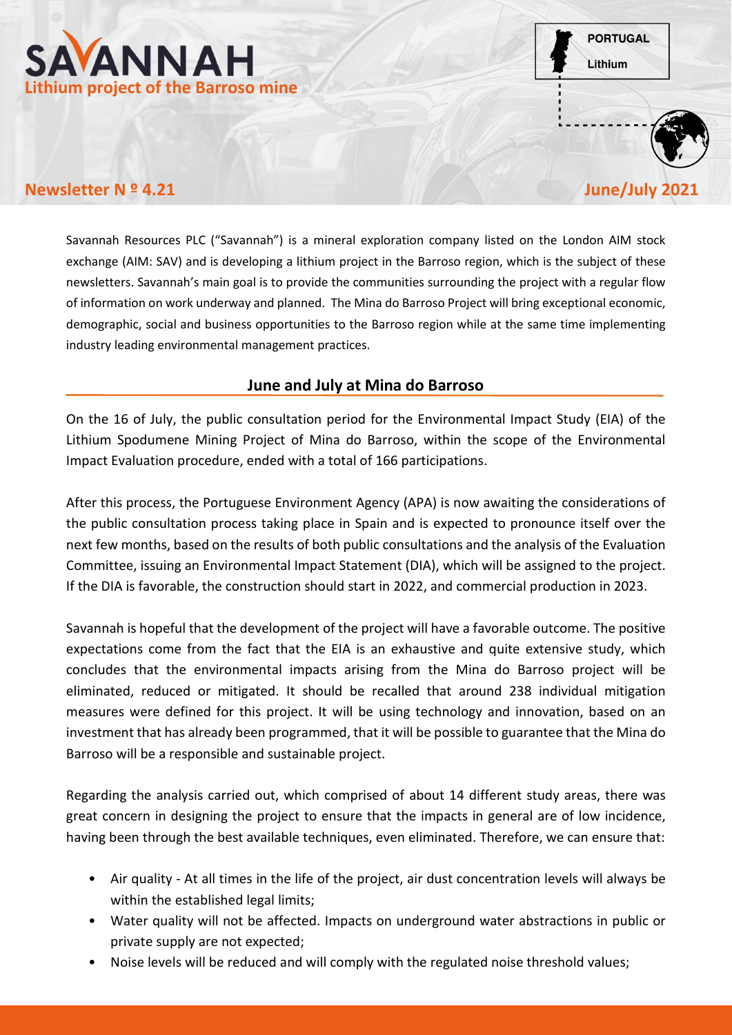# SAVANNAH

**Lithium project of the Barroso mine**

PORTUGAL

Lithium

**Newsletter N º 4.21** **June/July 2021**

Savannah Resources PLC ("Savannah") is a mineral exploration company listed on the London AIM stock exchange (AIM: SAV) and is developing a lithium project in the Barroso region, which is the subject of these newsletters. Savannah's main goal is to provide the communities surrounding the project with a regular flow of information on work underway and planned. The Mina do Barroso Project will bring exceptional economic, demographic, social and business opportunities to the Barroso region while at the same time implementing industry leading environmental management practices.

## June and July at Mina do Barroso

On the 16 of July, the public consultation period for the Environmental Impact Study (EIA) of the Lithium Spodumene Mining Project of Mina do Barroso, within the scope of the Environmental Impact Evaluation procedure, ended with a total of 166 participations.

After this process, the Portuguese Environment Agency (APA) is now awaiting the considerations of the public consultation process taking place in Spain and is expected to pronounce itself over the next few months, based on the results of both public consultations and the analysis of the Evaluation Committee, issuing an Environmental Impact Statement (DIA), which will be assigned to the project. If the DIA is favorable, the construction should start in 2022, and commercial production in 2023.

Savannah is hopeful that the development of the project will have a favorable outcome. The positive expectations come from the fact that the EIA is an exhaustive and quite extensive study, which concludes that the environmental impacts arising from the Mina do Barroso project will be eliminated, reduced or mitigated. It should be recalled that around 238 individual mitigation measures were defined for this project. It will be using technology and innovation, based on an investment that has already been programmed, that it will be possible to guarantee that the Mina do Barroso will be a responsible and sustainable project.

Regarding the analysis carried out, which comprised of about 14 different study areas, there was great concern in designing the project to ensure that the impacts in general are of low incidence, having been through the best available techniques, even eliminated. Therefore, we can ensure that:

- Air quality - At all times in the life of the project, air dust concentration levels will always be within the established legal limits;
- Water quality will not be affected. Impacts on underground water abstractions in public or private supply are not expected;
- Noise levels will be reduced and will comply with the regulated noise threshold values;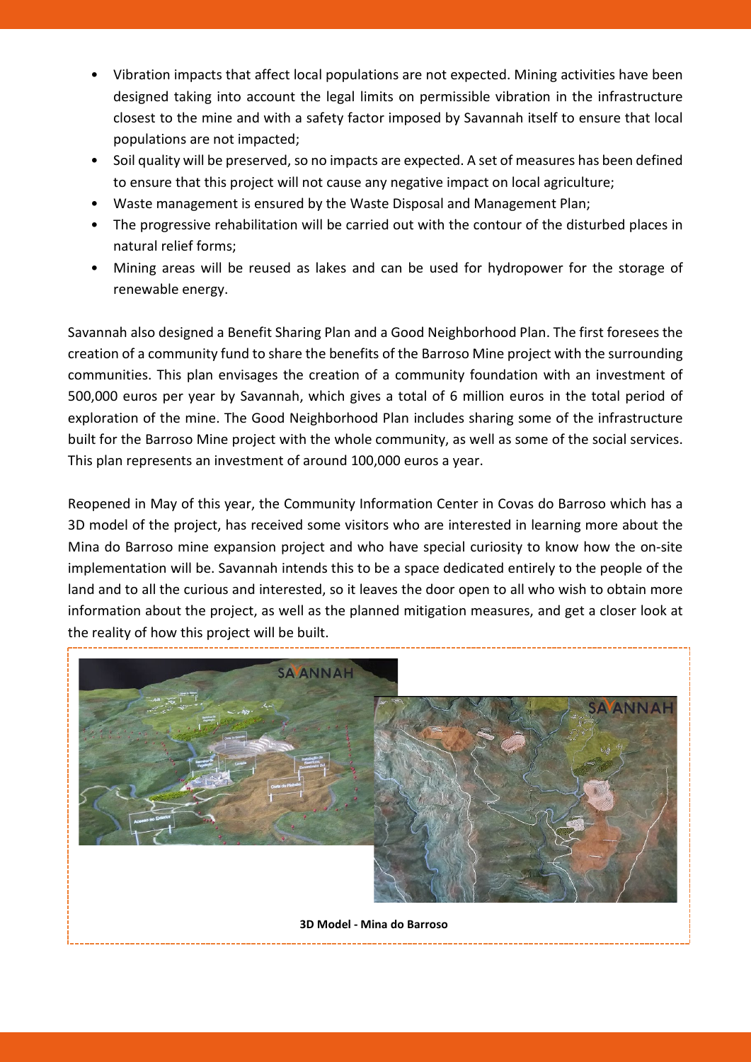- Vibration impacts that affect local populations are not expected. Mining activities have been designed taking into account the legal limits on permissible vibration in the infrastructure closest to the mine and with a safety factor imposed by Savannah itself to ensure that local populations are not impacted;
- Soil quality will be preserved, so no impacts are expected. A set of measures has been defined to ensure that this project will not cause any negative impact on local agriculture;
- Waste management is ensured by the Waste Disposal and Management Plan;
- The progressive rehabilitation will be carried out with the contour of the disturbed places in natural relief forms;
- Mining areas will be reused as lakes and can be used for hydropower for the storage of renewable energy.

Savannah also designed a Benefit Sharing Plan and a Good Neighborhood Plan. The first foresees the creation of a community fund to share the benefits of the Barroso Mine project with the surrounding communities. This plan envisages the creation of a community foundation with an investment of 500,000 euros per year by Savannah, which gives a total of 6 million euros in the total period of exploration of the mine. The Good Neighborhood Plan includes sharing some of the infrastructure built for the Barroso Mine project with the whole community, as well as some of the social services. This plan represents an investment of around 100,000 euros a year.

Reopened in May of this year, the Community Information Center in Covas do Barroso which has a 3D model of the project, has received some visitors who are interested in learning more about the Mina do Barroso mine expansion project and who have special curiosity to know how the on-site implementation will be. Savannah intends this to be a space dedicated entirely to the people of the land and to all the curious and interested, so it leaves the door open to all who wish to obtain more information about the project, as well as the planned mitigation measures, and get a closer look at the reality of how this project will be built.

**3D Model - Mina do Barroso**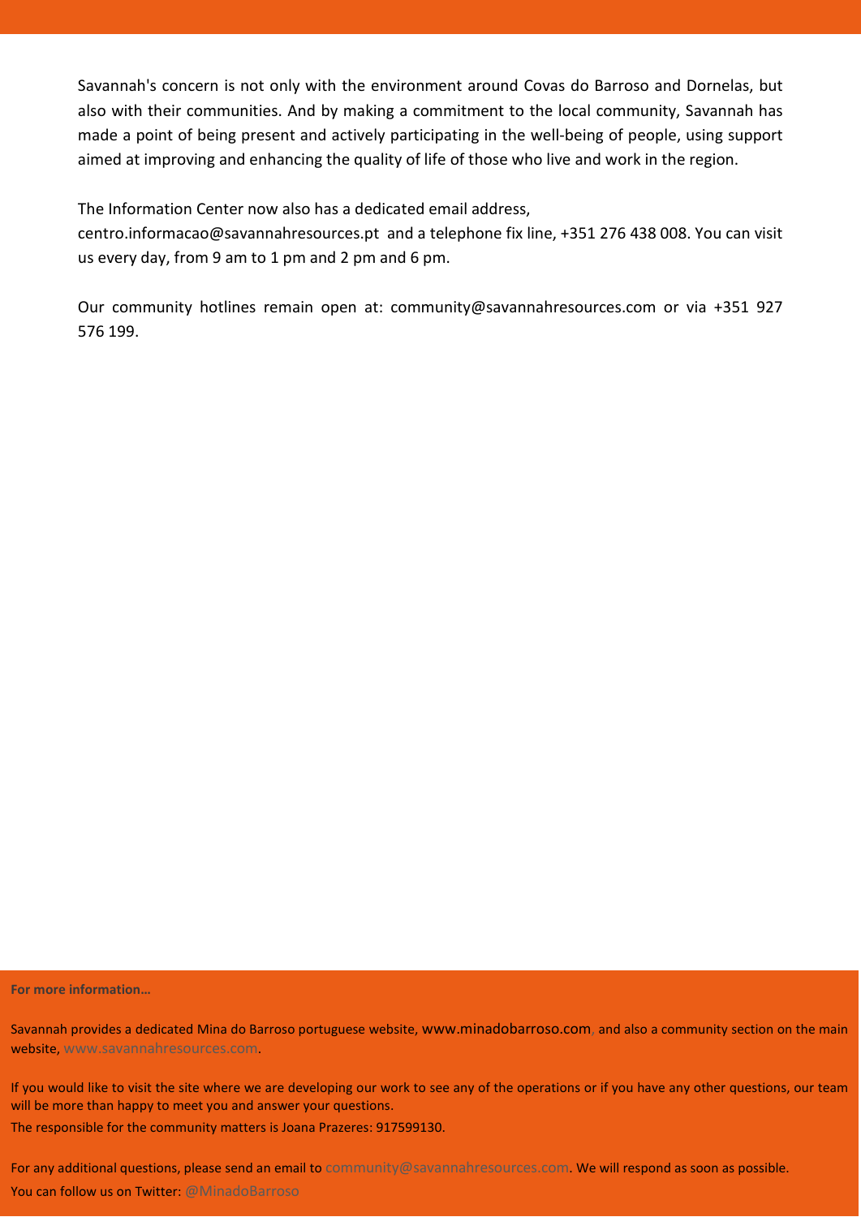Savannah's concern is not only with the environment around Covas do Barroso and Dornelas, but also with their communities. And by making a commitment to the local community, Savannah has made a point of being present and actively participating in the well-being of people, using support aimed at improving and enhancing the quality of life of those who live and work in the region.

The Information Center now also has a dedicated email address, centro.informacao@savannahresources.pt and a telephone fix line, +351 276 438 008. You can visit us every day, from 9 am to 1 pm and 2 pm and 6 pm.

Our community hotlines remain open at: community@savannahresources.com or via +351 927 576 199.

**For more information…**

Savannah provides a dedicated Mina do Barroso portuguese website, www.minadobarroso.com, and also a community section on the main website, www.savannahresources.com.

If you would like to visit the site where we are developing our work to see any of the operations or if you have any other questions, our team will be more than happy to meet you and answer your questions.

The responsible for the community matters is Joana Prazeres: 917599130.

For any additional questions, please send an email to community@savannahresources.com. We will respond as soon as possible.

You can follow us on Twitter: @MinadoBarroso